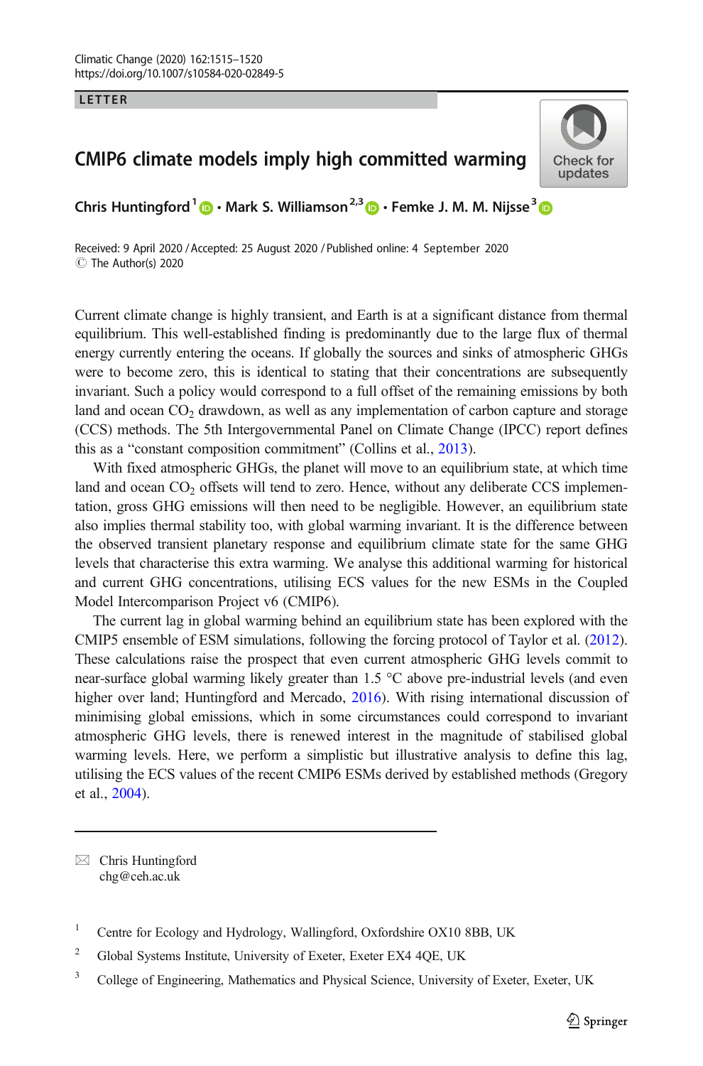LETTER

# CMIP6 climate models imply high committed warming

**Chris Huntingford[1] · Mark S. Williamson[2,3] · Femke J. M. M. Nijsse[3]**

Received: 9 April 2020 / Accepted: 25 August 2020 / Published online: 4 September 2020
© The Author(s) 2020

Current climate change is highly transient, and Earth is at a significant distance from thermal equilibrium. This well-established finding is predominantly due to the large flux of thermal energy currently entering the oceans. If globally the sources and sinks of atmospheric GHGs were to become zero, this is identical to stating that their concentrations are subsequently invariant. Such a policy would correspond to a full offset of the remaining emissions by both land and ocean $CO_2$ drawdown, as well as any implementation of carbon capture and storage (CCS) methods. The 5th Intergovernmental Panel on Climate Change (IPCC) report defines this as a "constant composition commitment" (Collins et al., 2013).

With fixed atmospheric GHGs, the planet will move to an equilibrium state, at which time land and ocean $CO_2$ offsets will tend to zero. Hence, without any deliberate CCS implementation, gross GHG emissions will then need to be negligible. However, an equilibrium state also implies thermal stability too, with global warming invariant. It is the difference between the observed transient planetary response and equilibrium climate state for the same GHG levels that characterise this extra warming. We analyse this additional warming for historical and current GHG concentrations, utilising ECS values for the new ESMs in the Coupled Model Intercomparison Project v6 (CMIP6).

The current lag in global warming behind an equilibrium state has been explored with the CMIP5 ensemble of ESM simulations, following the forcing protocol of Taylor et al. (2012). These calculations raise the prospect that even current atmospheric GHG levels commit to near-surface global warming likely greater than 1.5 °C above pre-industrial levels (and even higher over land; Huntingford and Mercado, 2016). With rising international discussion of minimising global emissions, which in some circumstances could correspond to invariant atmospheric GHG levels, there is renewed interest in the magnitude of stabilised global warming levels. Here, we perform a simplistic but illustrative analysis to define this lag, utilising the ECS values of the recent CMIP6 ESMs derived by established methods (Gregory et al., 2004).

---

✉ Chris Huntingford
chg@ceh.ac.uk

[1] Centre for Ecology and Hydrology, Wallingford, Oxfordshire OX10 8BB, UK

[2] Global Systems Institute, University of Exeter, Exeter EX4 4QE, UK

[3] College of Engineering, Mathematics and Physical Science, University of Exeter, Exeter, UK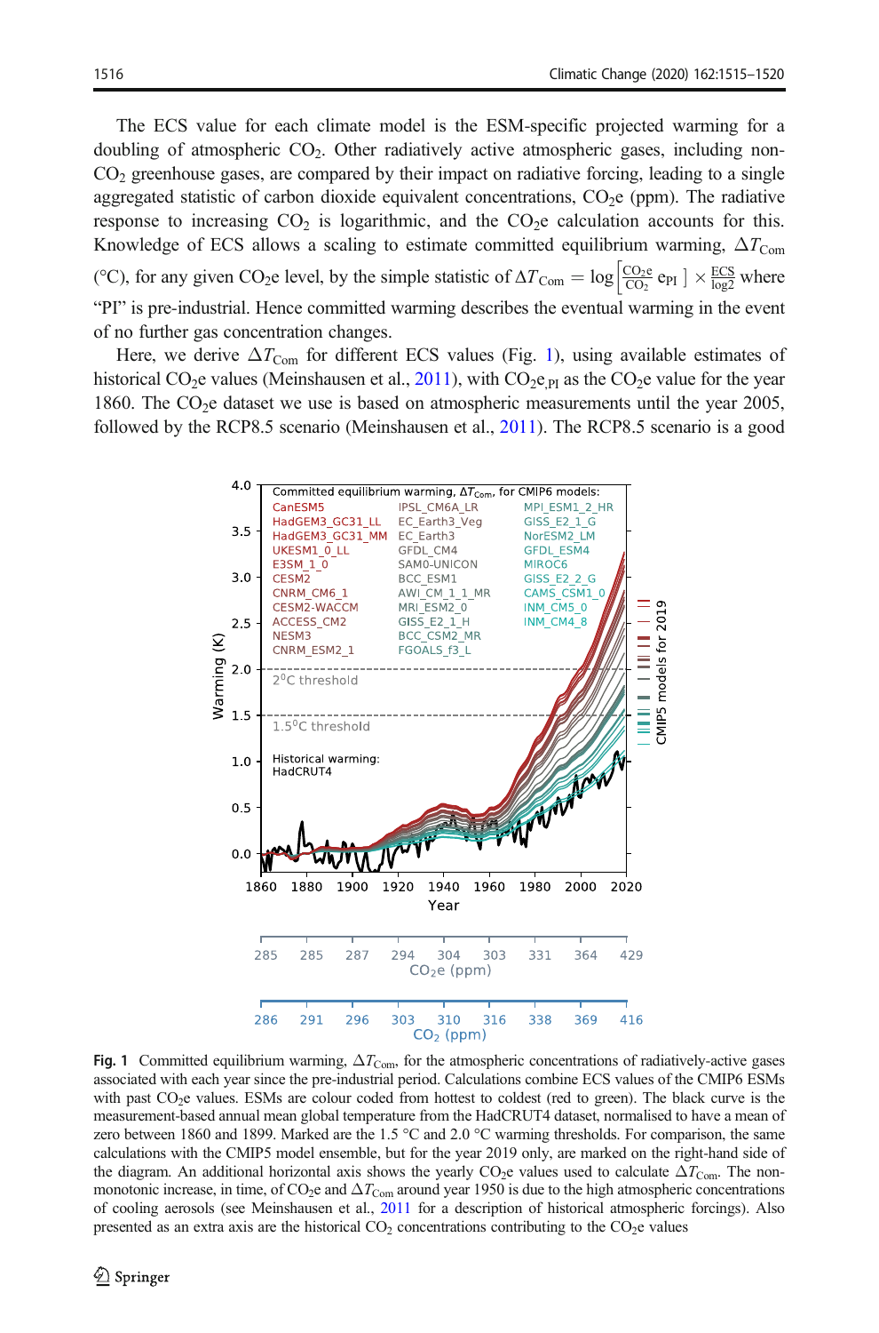The ECS value for each climate model is the ESM-specific projected warming for a doubling of atmospheric $CO_2$. Other radiatively active atmospheric gases, including non-$CO_2$ greenhouse gases, are compared by their impact on radiative forcing, leading to a single aggregated statistic of carbon dioxide equivalent concentrations, $CO_2e$ (ppm). The radiative response to increasing $CO_2$ is logarithmic, and the $CO_2e$ calculation accounts for this. Knowledge of ECS allows a scaling to estimate committed equilibrium warming, $\Delta T_{\mathrm{Com}}$ (°C), for any given $CO_2e$ level, by the simple statistic of $\Delta T_{\mathrm{Com}} = \log\left[\frac{CO_2e}{CO_2} e_{\mathrm{PI}}\right] \times \frac{\mathrm{ECS}}{\log 2}$ where "PI" is pre-industrial. Hence committed warming describes the eventual warming in the event of no further gas concentration changes.

Here, we derive $\Delta T_{\mathrm{Com}}$ for different ECS values (Fig. 1), using available estimates of historical $CO_2e$ values (Meinshausen et al., 2011), with $CO_2e_{,\mathrm{PI}}$ as the $CO_2e$ value for the year 1860. The $CO_2e$ dataset we use is based on atmospheric measurements until the year 2005, followed by the RCP8.5 scenario (Meinshausen et al., 2011). The RCP8.5 scenario is a good

**Fig. 1** Committed equilibrium warming, $\Delta T_{\mathrm{Com}}$, for the atmospheric concentrations of radiatively-active gases associated with each year since the pre-industrial period. Calculations combine ECS values of the CMIP6 ESMs with past $CO_2e$ values. ESMs are colour coded from hottest to coldest (red to green). The black curve is the measurement-based annual mean global temperature from the HadCRUT4 dataset, normalised to have a mean of zero between 1860 and 1899. Marked are the 1.5 °C and 2.0 °C warming thresholds. For comparison, the same calculations with the CMIP5 model ensemble, but for the year 2019 only, are marked on the right-hand side of the diagram. An additional horizontal axis shows the yearly $CO_2e$ values used to calculate $\Delta T_{\mathrm{Com}}$. The non-monotonic increase, in time, of $CO_2e$ and $\Delta T_{\mathrm{Com}}$ around year 1950 is due to the high atmospheric concentrations of cooling aerosols (see Meinshausen et al., 2011 for a description of historical atmospheric forcings). Also presented as an extra axis are the historical $CO_2$ concentrations contributing to the $CO_2e$ values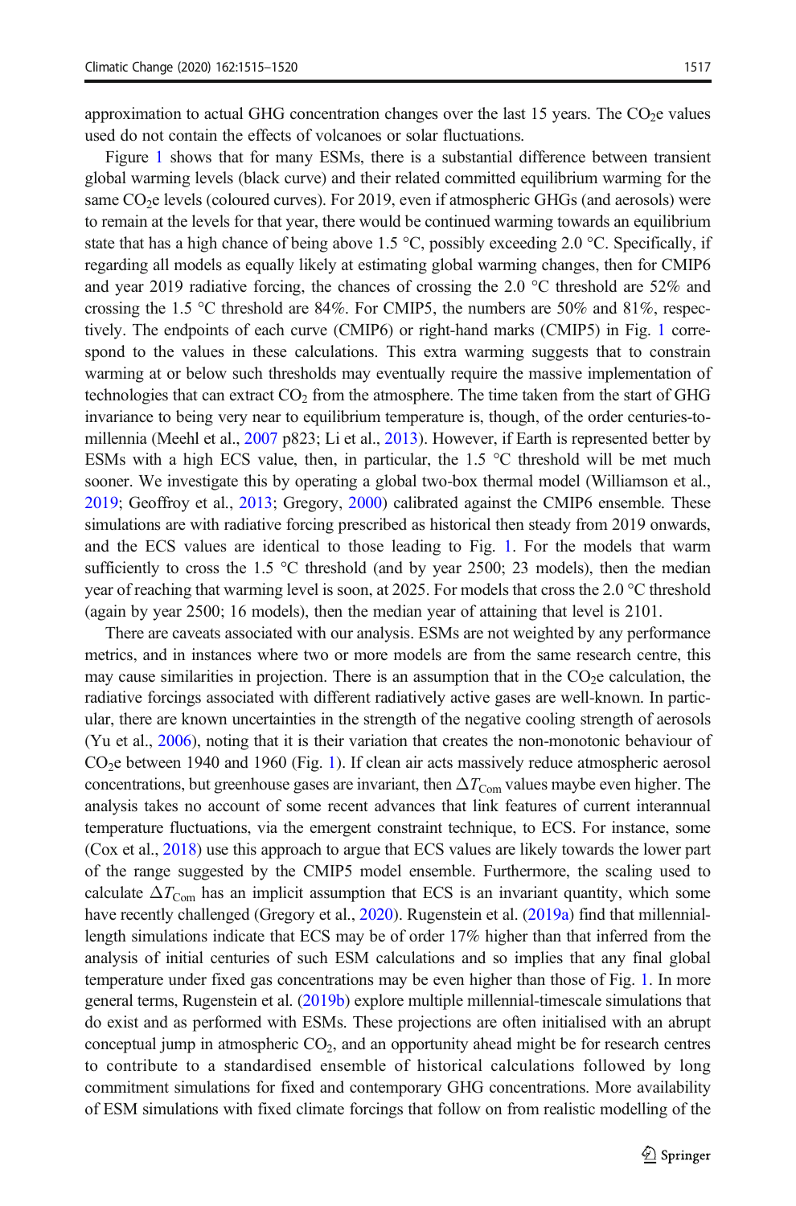approximation to actual GHG concentration changes over the last 15 years. The $CO_2$e values used do not contain the effects of volcanoes or solar fluctuations.

Figure 1 shows that for many ESMs, there is a substantial difference between transient global warming levels (black curve) and their related committed equilibrium warming for the same $CO_2$e levels (coloured curves). For 2019, even if atmospheric GHGs (and aerosols) were to remain at the levels for that year, there would be continued warming towards an equilibrium state that has a high chance of being above 1.5 °C, possibly exceeding 2.0 °C. Specifically, if regarding all models as equally likely at estimating global warming changes, then for CMIP6 and year 2019 radiative forcing, the chances of crossing the 2.0 °C threshold are 52% and crossing the 1.5 °C threshold are 84%. For CMIP5, the numbers are 50% and 81%, respectively. The endpoints of each curve (CMIP6) or right-hand marks (CMIP5) in Fig. 1 correspond to the values in these calculations. This extra warming suggests that to constrain warming at or below such thresholds may eventually require the massive implementation of technologies that can extract $CO_2$ from the atmosphere. The time taken from the start of GHG invariance to being very near to equilibrium temperature is, though, of the order centuries-to-millennia (Meehl et al., 2007 p823; Li et al., 2013). However, if Earth is represented better by ESMs with a high ECS value, then, in particular, the 1.5 °C threshold will be met much sooner. We investigate this by operating a global two-box thermal model (Williamson et al., 2019; Geoffroy et al., 2013; Gregory, 2000) calibrated against the CMIP6 ensemble. These simulations are with radiative forcing prescribed as historical then steady from 2019 onwards, and the ECS values are identical to those leading to Fig. 1. For the models that warm sufficiently to cross the 1.5 °C threshold (and by year 2500; 23 models), then the median year of reaching that warming level is soon, at 2025. For models that cross the 2.0 °C threshold (again by year 2500; 16 models), then the median year of attaining that level is 2101.

There are caveats associated with our analysis. ESMs are not weighted by any performance metrics, and in instances where two or more models are from the same research centre, this may cause similarities in projection. There is an assumption that in the $CO_2$e calculation, the radiative forcings associated with different radiatively active gases are well-known. In particular, there are known uncertainties in the strength of the negative cooling strength of aerosols (Yu et al., 2006), noting that it is their variation that creates the non-monotonic behaviour of $CO_2$e between 1940 and 1960 (Fig. 1). If clean air acts massively reduce atmospheric aerosol concentrations, but greenhouse gases are invariant, then $\Delta T_{\mathrm{Com}}$ values maybe even higher. The analysis takes no account of some recent advances that link features of current interannual temperature fluctuations, via the emergent constraint technique, to ECS. For instance, some (Cox et al., 2018) use this approach to argue that ECS values are likely towards the lower part of the range suggested by the CMIP5 model ensemble. Furthermore, the scaling used to calculate $\Delta T_{\mathrm{Com}}$ has an implicit assumption that ECS is an invariant quantity, which some have recently challenged (Gregory et al., 2020). Rugenstein et al. (2019a) find that millennial-length simulations indicate that ECS may be of order 17% higher than that inferred from the analysis of initial centuries of such ESM calculations and so implies that any final global temperature under fixed gas concentrations may be even higher than those of Fig. 1. In more general terms, Rugenstein et al. (2019b) explore multiple millennial-timescale simulations that do exist and as performed with ESMs. These projections are often initialised with an abrupt conceptual jump in atmospheric $CO_2$, and an opportunity ahead might be for research centres to contribute to a standardised ensemble of historical calculations followed by long commitment simulations for fixed and contemporary GHG concentrations. More availability of ESM simulations with fixed climate forcings that follow on from realistic modelling of the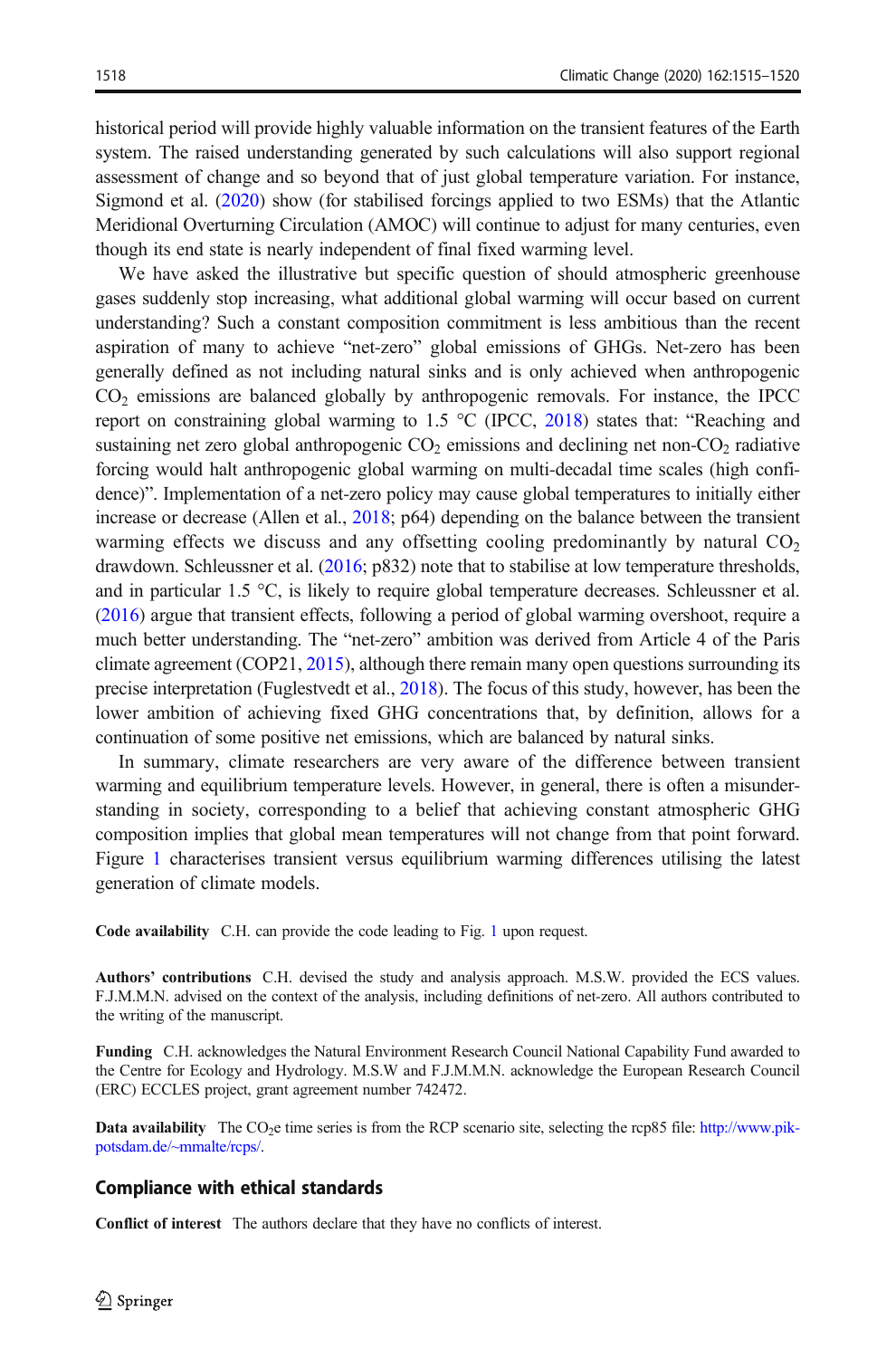historical period will provide highly valuable information on the transient features of the Earth system. The raised understanding generated by such calculations will also support regional assessment of change and so beyond that of just global temperature variation. For instance, Sigmond et al. (2020) show (for stabilised forcings applied to two ESMs) that the Atlantic Meridional Overturning Circulation (AMOC) will continue to adjust for many centuries, even though its end state is nearly independent of final fixed warming level.

We have asked the illustrative but specific question of should atmospheric greenhouse gases suddenly stop increasing, what additional global warming will occur based on current understanding? Such a constant composition commitment is less ambitious than the recent aspiration of many to achieve "net-zero" global emissions of GHGs. Net-zero has been generally defined as not including natural sinks and is only achieved when anthropogenic $CO_2$ emissions are balanced globally by anthropogenic removals. For instance, the IPCC report on constraining global warming to 1.5 °C (IPCC, 2018) states that: "Reaching and sustaining net zero global anthropogenic $CO_2$ emissions and declining net non-$CO_2$ radiative forcing would halt anthropogenic global warming on multi-decadal time scales (high confidence)". Implementation of a net-zero policy may cause global temperatures to initially either increase or decrease (Allen et al., 2018; p64) depending on the balance between the transient warming effects we discuss and any offsetting cooling predominantly by natural $CO_2$ drawdown. Schleussner et al. (2016; p832) note that to stabilise at low temperature thresholds, and in particular 1.5 °C, is likely to require global temperature decreases. Schleussner et al. (2016) argue that transient effects, following a period of global warming overshoot, require a much better understanding. The "net-zero" ambition was derived from Article 4 of the Paris climate agreement (COP21, 2015), although there remain many open questions surrounding its precise interpretation (Fuglestvedt et al., 2018). The focus of this study, however, has been the lower ambition of achieving fixed GHG concentrations that, by definition, allows for a continuation of some positive net emissions, which are balanced by natural sinks.

In summary, climate researchers are very aware of the difference between transient warming and equilibrium temperature levels. However, in general, there is often a misunderstanding in society, corresponding to a belief that achieving constant atmospheric GHG composition implies that global mean temperatures will not change from that point forward. Figure 1 characterises transient versus equilibrium warming differences utilising the latest generation of climate models.

**Code availability** C.H. can provide the code leading to Fig. 1 upon request.

**Authors' contributions** C.H. devised the study and analysis approach. M.S.W. provided the ECS values. F.J.M.M.N. advised on the context of the analysis, including definitions of net-zero. All authors contributed to the writing of the manuscript.

**Funding** C.H. acknowledges the Natural Environment Research Council National Capability Fund awarded to the Centre for Ecology and Hydrology. M.S.W and F.J.M.M.N. acknowledge the European Research Council (ERC) ECCLES project, grant agreement number 742472.

**Data availability** The $CO_2$e time series is from the RCP scenario site, selecting the rcp85 file: http://www.pik-potsdam.de/~mmalte/rcps/.

## Compliance with ethical standards

**Conflict of interest** The authors declare that they have no conflicts of interest.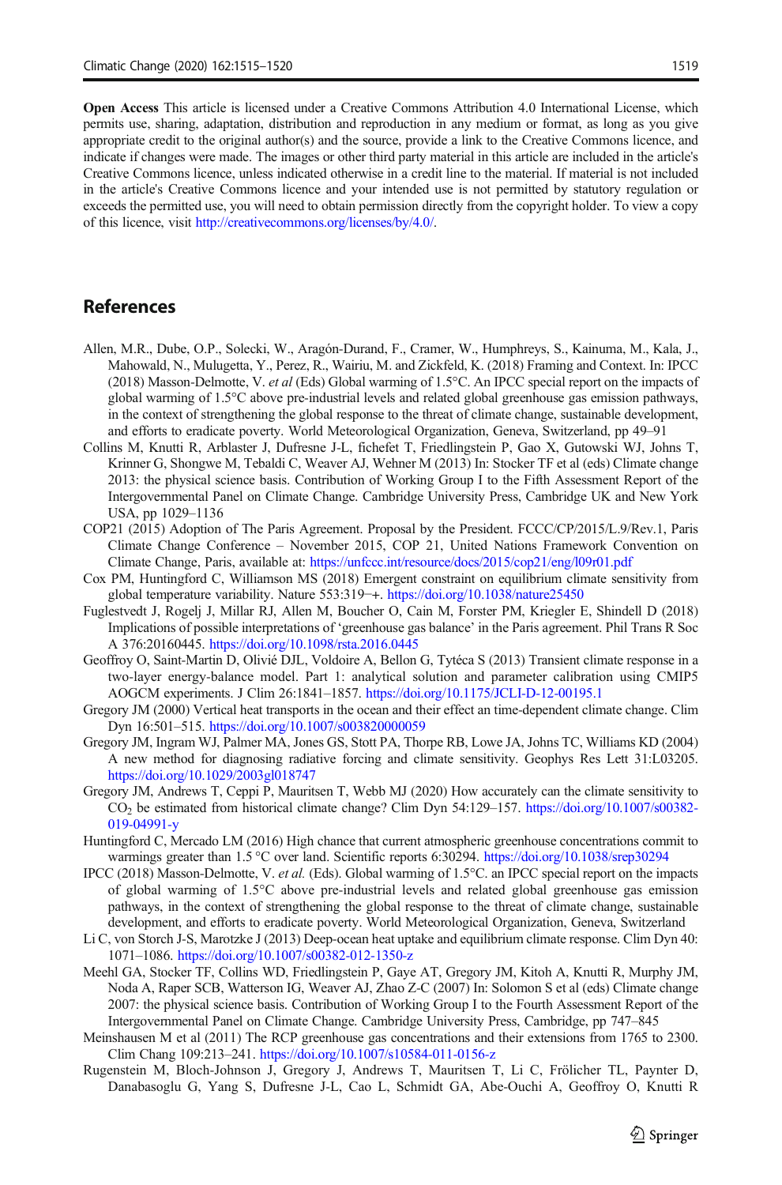**Open Access** This article is licensed under a Creative Commons Attribution 4.0 International License, which permits use, sharing, adaptation, distribution and reproduction in any medium or format, as long as you give appropriate credit to the original author(s) and the source, provide a link to the Creative Commons licence, and indicate if changes were made. The images or other third party material in this article are included in the article's Creative Commons licence, unless indicated otherwise in a credit line to the material. If material is not included in the article's Creative Commons licence and your intended use is not permitted by statutory regulation or exceeds the permitted use, you will need to obtain permission directly from the copyright holder. To view a copy of this licence, visit http://creativecommons.org/licenses/by/4.0/.

## References

Allen, M.R., Dube, O.P., Solecki, W., Aragón-Durand, F., Cramer, W., Humphreys, S., Kainuma, M., Kala, J., Mahowald, N., Mulugetta, Y., Perez, R., Wairiu, M. and Zickfeld, K. (2018) Framing and Context. In: IPCC (2018) Masson-Delmotte, V. *et al* (Eds) Global warming of 1.5°C. An IPCC special report on the impacts of global warming of 1.5°C above pre-industrial levels and related global greenhouse gas emission pathways, in the context of strengthening the global response to the threat of climate change, sustainable development, and efforts to eradicate poverty. World Meteorological Organization, Geneva, Switzerland, pp 49–91

Collins M, Knutti R, Arblaster J, Dufresne J-L, fichefet T, Friedlingstein P, Gao X, Gutowski WJ, Johns T, Krinner G, Shongwe M, Tebaldi C, Weaver AJ, Wehner M (2013) In: Stocker TF et al (eds) Climate change 2013: the physical science basis. Contribution of Working Group I to the Fifth Assessment Report of the Intergovernmental Panel on Climate Change. Cambridge University Press, Cambridge UK and New York USA, pp 1029–1136

COP21 (2015) Adoption of The Paris Agreement. Proposal by the President. FCCC/CP/2015/L.9/Rev.1, Paris Climate Change Conference – November 2015, COP 21, United Nations Framework Convention on Climate Change, Paris, available at: https://unfccc.int/resource/docs/2015/cop21/eng/l09r01.pdf

Cox PM, Huntingford C, Williamson MS (2018) Emergent constraint on equilibrium climate sensitivity from global temperature variability. Nature 553:319–+. https://doi.org/10.1038/nature25450

Fuglestvedt J, Rogelj J, Millar RJ, Allen M, Boucher O, Cain M, Forster PM, Kriegler E, Shindell D (2018) Implications of possible interpretations of 'greenhouse gas balance' in the Paris agreement. Phil Trans R Soc A 376:20160445. https://doi.org/10.1098/rsta.2016.0445

Geoffroy O, Saint-Martin D, Olivié DJL, Voldoire A, Bellon G, Tytéca S (2013) Transient climate response in a two-layer energy-balance model. Part 1: analytical solution and parameter calibration using CMIP5 AOGCM experiments. J Clim 26:1841–1857. https://doi.org/10.1175/JCLI-D-12-00195.1

Gregory JM (2000) Vertical heat transports in the ocean and their effect an time-dependent climate change. Clim Dyn 16:501–515. https://doi.org/10.1007/s003820000059

Gregory JM, Ingram WJ, Palmer MA, Jones GS, Stott PA, Thorpe RB, Lowe JA, Johns TC, Williams KD (2004) A new method for diagnosing radiative forcing and climate sensitivity. Geophys Res Lett 31:L03205. https://doi.org/10.1029/2003gl018747

Gregory JM, Andrews T, Ceppi P, Mauritsen T, Webb MJ (2020) How accurately can the climate sensitivity to $CO_2$ be estimated from historical climate change? Clim Dyn 54:129–157. https://doi.org/10.1007/s00382-019-04991-y

Huntingford C, Mercado LM (2016) High chance that current atmospheric greenhouse concentrations commit to warmings greater than 1.5 °C over land. Scientific reports 6:30294. https://doi.org/10.1038/srep30294

IPCC (2018) Masson-Delmotte, V. *et al.* (Eds). Global warming of 1.5°C. an IPCC special report on the impacts of global warming of 1.5°C above pre-industrial levels and related global greenhouse gas emission pathways, in the context of strengthening the global response to the threat of climate change, sustainable development, and efforts to eradicate poverty. World Meteorological Organization, Geneva, Switzerland

Li C, von Storch J-S, Marotzke J (2013) Deep-ocean heat uptake and equilibrium climate response. Clim Dyn 40: 1071–1086. https://doi.org/10.1007/s00382-012-1350-z

Meehl GA, Stocker TF, Collins WD, Friedlingstein P, Gaye AT, Gregory JM, Kitoh A, Knutti R, Murphy JM, Noda A, Raper SCB, Watterson IG, Weaver AJ, Zhao Z-C (2007) In: Solomon S et al (eds) Climate change 2007: the physical science basis. Contribution of Working Group I to the Fourth Assessment Report of the Intergovernmental Panel on Climate Change. Cambridge University Press, Cambridge, pp 747–845

Meinshausen M et al (2011) The RCP greenhouse gas concentrations and their extensions from 1765 to 2300. Clim Chang 109:213–241. https://doi.org/10.1007/s10584-011-0156-z

Rugenstein M, Bloch-Johnson J, Gregory J, Andrews T, Mauritsen T, Li C, Frölicher TL, Paynter D, Danabasoglu G, Yang S, Dufresne J-L, Cao L, Schmidt GA, Abe-Ouchi A, Geoffroy O, Knutti R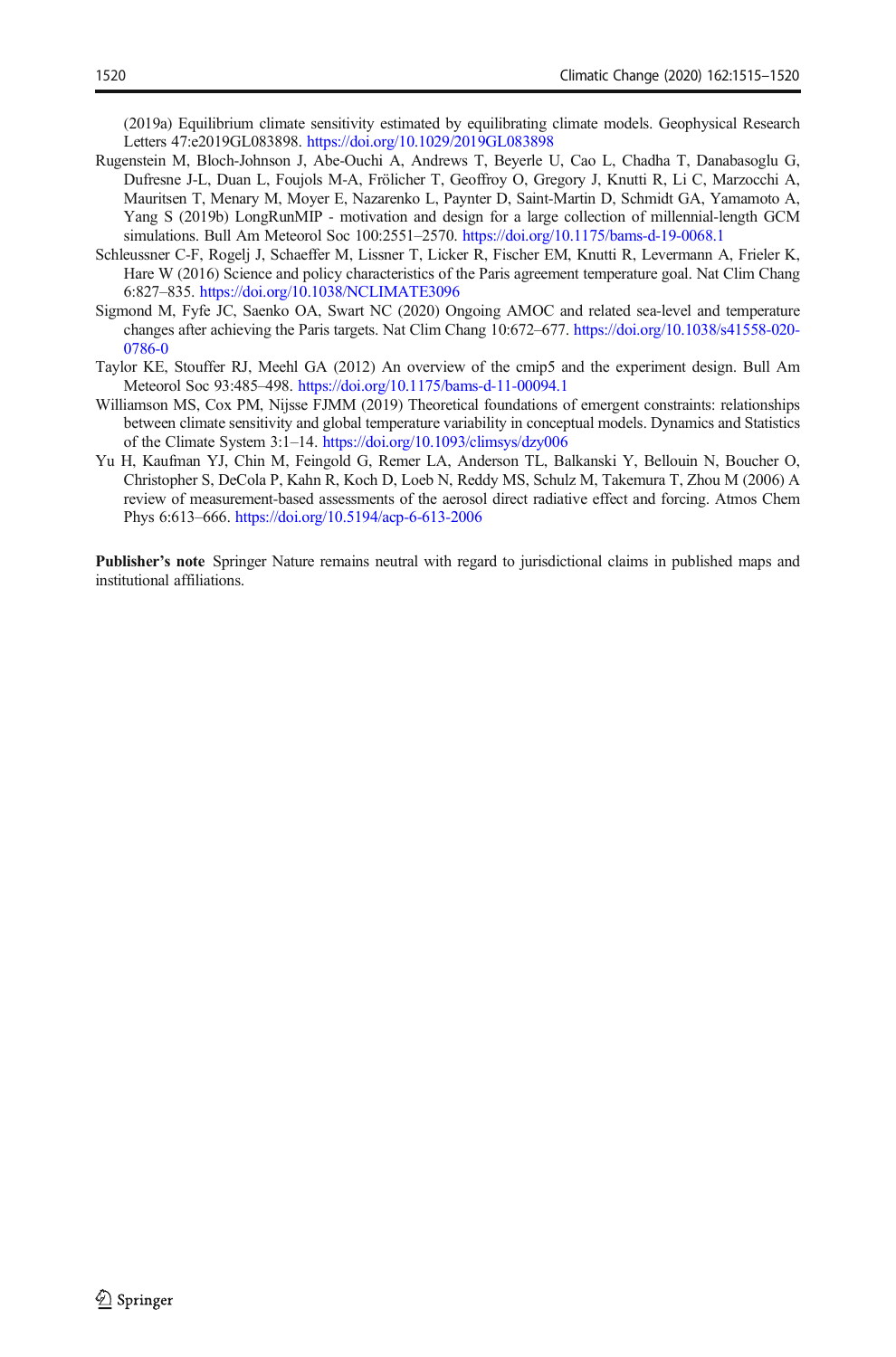(2019a) Equilibrium climate sensitivity estimated by equilibrating climate models. Geophysical Research Letters 47:e2019GL083898. https://doi.org/10.1029/2019GL083898

Rugenstein M, Bloch-Johnson J, Abe-Ouchi A, Andrews T, Beyerle U, Cao L, Chadha T, Danabasoglu G, Dufresne J-L, Duan L, Foujols M-A, Frölicher T, Geoffroy O, Gregory J, Knutti R, Li C, Marzocchi A, Mauritsen T, Menary M, Moyer E, Nazarenko L, Paynter D, Saint-Martin D, Schmidt GA, Yamamoto A, Yang S (2019b) LongRunMIP - motivation and design for a large collection of millennial-length GCM simulations. Bull Am Meteorol Soc 100:2551–2570. https://doi.org/10.1175/bams-d-19-0068.1

Schleussner C-F, Rogelj J, Schaeffer M, Lissner T, Licker R, Fischer EM, Knutti R, Levermann A, Frieler K, Hare W (2016) Science and policy characteristics of the Paris agreement temperature goal. Nat Clim Chang 6:827–835. https://doi.org/10.1038/NCLIMATE3096

Sigmond M, Fyfe JC, Saenko OA, Swart NC (2020) Ongoing AMOC and related sea-level and temperature changes after achieving the Paris targets. Nat Clim Chang 10:672–677. https://doi.org/10.1038/s41558-020-0786-0

Taylor KE, Stouffer RJ, Meehl GA (2012) An overview of the cmip5 and the experiment design. Bull Am Meteorol Soc 93:485–498. https://doi.org/10.1175/bams-d-11-00094.1

Williamson MS, Cox PM, Nijsse FJMM (2019) Theoretical foundations of emergent constraints: relationships between climate sensitivity and global temperature variability in conceptual models. Dynamics and Statistics of the Climate System 3:1–14. https://doi.org/10.1093/climsys/dzy006

Yu H, Kaufman YJ, Chin M, Feingold G, Remer LA, Anderson TL, Balkanski Y, Bellouin N, Boucher O, Christopher S, DeCola P, Kahn R, Koch D, Loeb N, Reddy MS, Schulz M, Takemura T, Zhou M (2006) A review of measurement-based assessments of the aerosol direct radiative effect and forcing. Atmos Chem Phys 6:613–666. https://doi.org/10.5194/acp-6-613-2006

**Publisher's note** Springer Nature remains neutral with regard to jurisdictional claims in published maps and institutional affiliations.